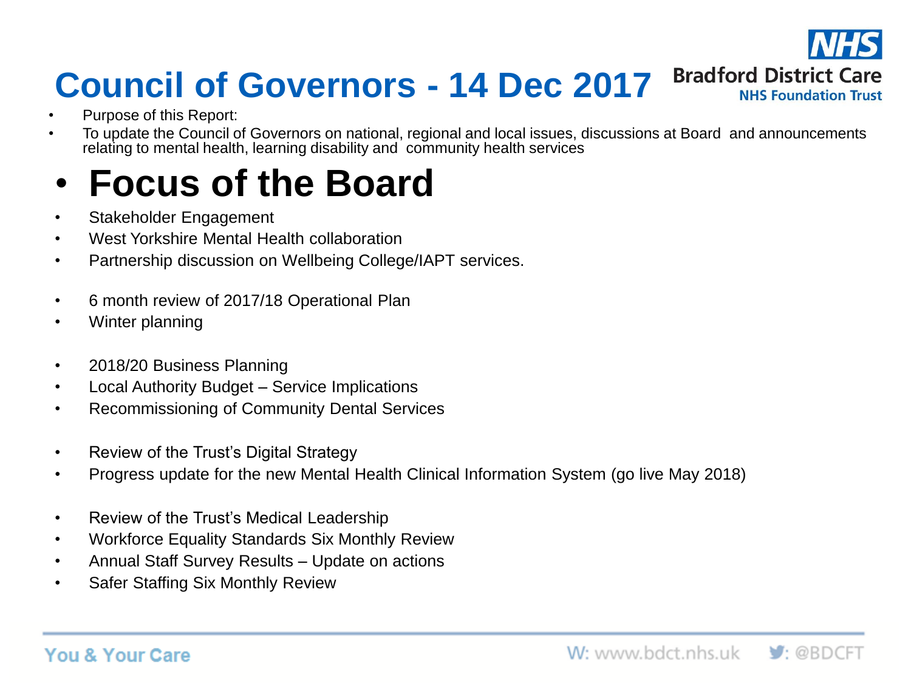# Council of Governors - 14 Dec 2017

Bradford District Care NHS Foundation Trust

- Purpose of this Report:
- To update the Council of Governors on national, regional and local issues, discussions at Board and announcements relating to mental health, learning disability and community health services

## Focus of the Board

- Stakeholder Engagement
- West Yorkshire Mental Health collaboration
- Partnership discussion on Wellbeing College/IAPT services.

- 6 month review of 2017/18 Operational Plan
- Winter planning

- 2018/20 Business Planning
- Local Authority Budget – Service Implications
- Recommissioning of Community Dental Services

- Review of the Trust's Digital Strategy
- Progress update for the new Mental Health Clinical Information System (go live May 2018)

- Review of the Trust's Medical Leadership
- Workforce Equality Standards Six Monthly Review
- Annual Staff Survey Results – Update on actions
- Safer Staffing Six Monthly Review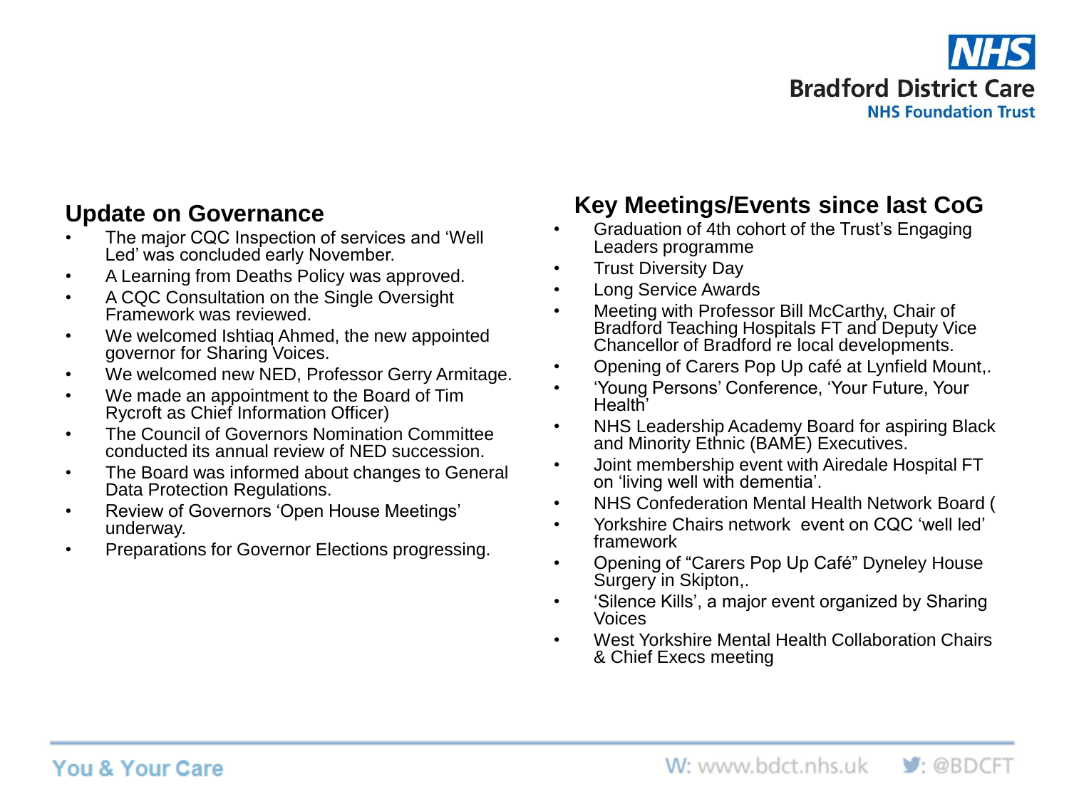## Update on Governance

- The major CQC Inspection of services and 'Well Led' was concluded early November.
- A Learning from Deaths Policy was approved.
- A CQC Consultation on the Single Oversight Framework was reviewed.
- We welcomed Ishtiaq Ahmed, the new appointed governor for Sharing Voices.
- We welcomed new NED, Professor Gerry Armitage.
- We made an appointment to the Board of Tim Rycroft as Chief Information Officer)
- The Council of Governors Nomination Committee conducted its annual review of NED succession.
- The Board was informed about changes to General Data Protection Regulations.
- Review of Governors 'Open House Meetings' underway.
- Preparations for Governor Elections progressing.

## Key Meetings/Events since last CoG

- Graduation of 4th cohort of the Trust's Engaging Leaders programme
- Trust Diversity Day
- Long Service Awards
- Meeting with Professor Bill McCarthy, Chair of Bradford Teaching Hospitals FT and Deputy Vice Chancellor of Bradford re local developments.
- Opening of Carers Pop Up café at Lynfield Mount,.
- 'Young Persons' Conference, 'Your Future, Your Health'
- NHS Leadership Academy Board for aspiring Black and Minority Ethnic (BAME) Executives.
- Joint membership event with Airedale Hospital FT on 'living well with dementia'.
- NHS Confederation Mental Health Network Board (
- Yorkshire Chairs network event on CQC 'well led' framework
- Opening of "Carers Pop Up Café" Dyneley House Surgery in Skipton,.
- 'Silence Kills', a major event organized by Sharing Voices
- West Yorkshire Mental Health Collaboration Chairs & Chief Execs meeting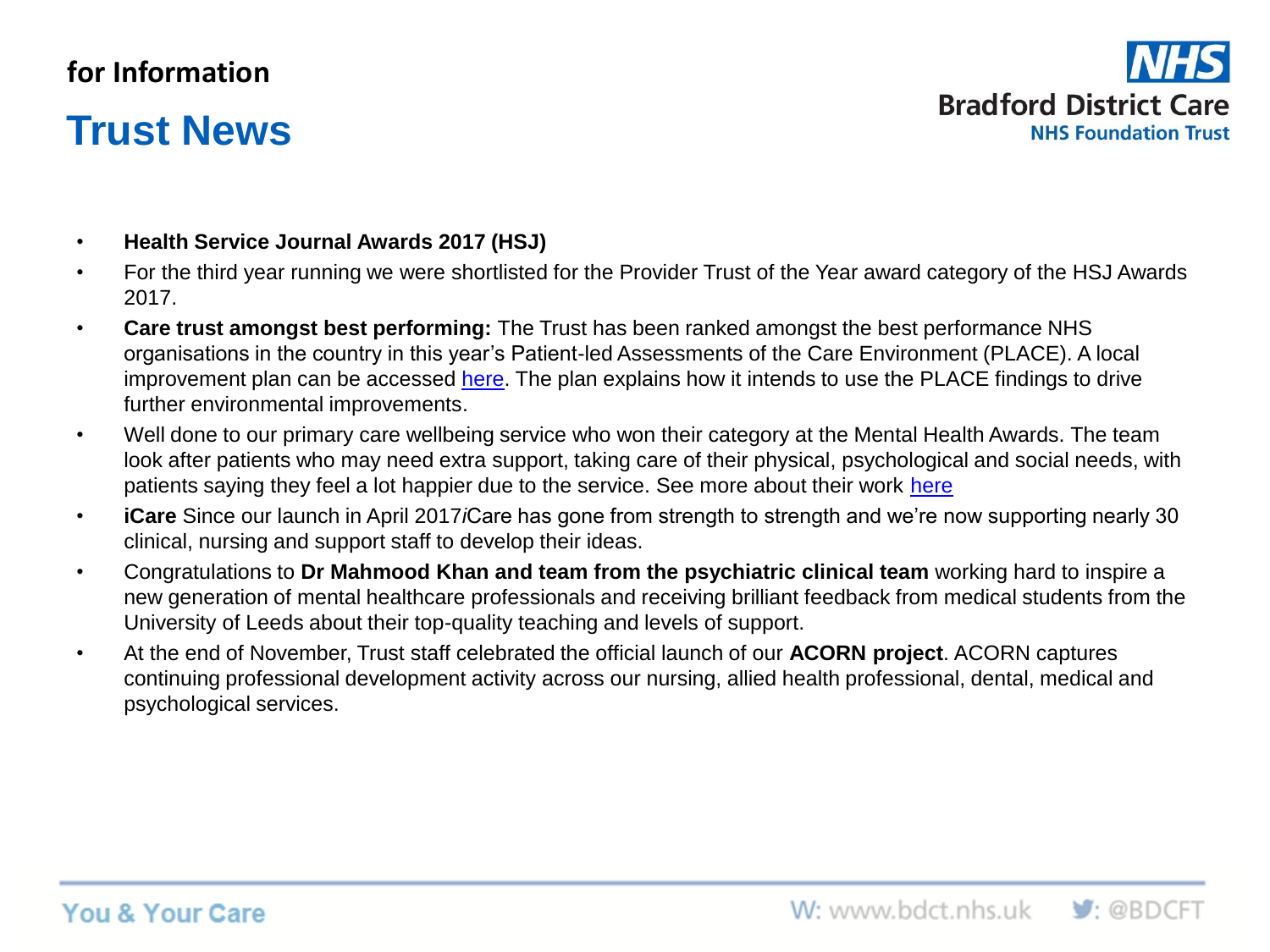for Information

# Trust News

**Bradford District Care**
**NHS Foundation Trust**

- **Health Service Journal Awards 2017 (HSJ)**
- For the third year running we were shortlisted for the Provider Trust of the Year award category of the HSJ Awards 2017.
- **Care trust amongst best performing:** The Trust has been ranked amongst the best performance NHS organisations in the country in this year's Patient-led Assessments of the Care Environment (PLACE). A local improvement plan can be accessed here. The plan explains how it intends to use the PLACE findings to drive further environmental improvements.
- Well done to our primary care wellbeing service who won their category at the Mental Health Awards. The team look after patients who may need extra support, taking care of their physical, psychological and social needs, with patients saying they feel a lot happier due to the service. See more about their work here
- **iCare** Since our launch in April 2017*i*Care has gone from strength to strength and we're now supporting nearly 30 clinical, nursing and support staff to develop their ideas.
- Congratulations to **Dr Mahmood Khan and team from the psychiatric clinical team** working hard to inspire a new generation of mental healthcare professionals and receiving brilliant feedback from medical students from the University of Leeds about their top-quality teaching and levels of support.
- At the end of November, Trust staff celebrated the official launch of our **ACORN project**. ACORN captures continuing professional development activity across our nursing, allied health professional, dental, medical and psychological services.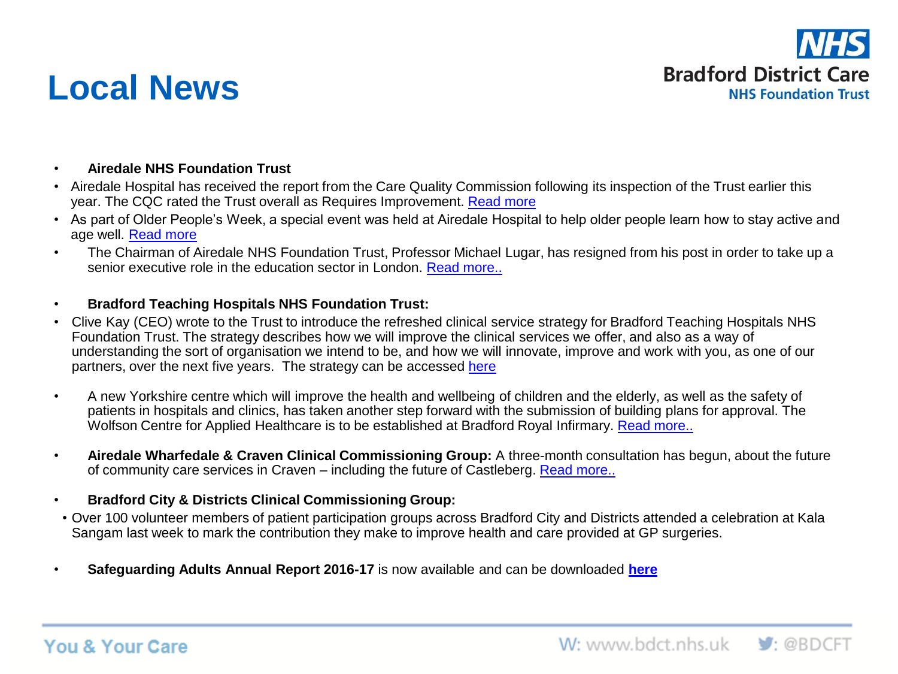# Local News

- **Airedale NHS Foundation Trust**
- Airedale Hospital has received the report from the Care Quality Commission following its inspection of the Trust earlier this year. The CQC rated the Trust overall as Requires Improvement. Read more
- As part of Older People's Week, a special event was held at Airedale Hospital to help older people learn how to stay active and age well. Read more
- The Chairman of Airedale NHS Foundation Trust, Professor Michael Lugar, has resigned from his post in order to take up a senior executive role in the education sector in London. Read more..

- **Bradford Teaching Hospitals NHS Foundation Trust:**
- Clive Kay (CEO) wrote to the Trust to introduce the refreshed clinical service strategy for Bradford Teaching Hospitals NHS Foundation Trust. The strategy describes how we will improve the clinical services we offer, and also as a way of understanding the sort of organisation we intend to be, and how we will innovate, improve and work with you, as one of our partners, over the next five years. The strategy can be accessed here

- A new Yorkshire centre which will improve the health and wellbeing of children and the elderly, as well as the safety of patients in hospitals and clinics, has taken another step forward with the submission of building plans for approval. The Wolfson Centre for Applied Healthcare is to be established at Bradford Royal Infirmary. Read more..

- **Airedale Wharfedale & Craven Clinical Commissioning Group:** A three-month consultation has begun, about the future of community care services in Craven – including the future of Castleberg. Read more..

- **Bradford City & Districts Clinical Commissioning Group:**
- Over 100 volunteer members of patient participation groups across Bradford City and Districts attended a celebration at Kala Sangam last week to mark the contribution they make to improve health and care provided at GP surgeries.

- **Safeguarding Adults Annual Report 2016-17** is now available and can be downloaded **here**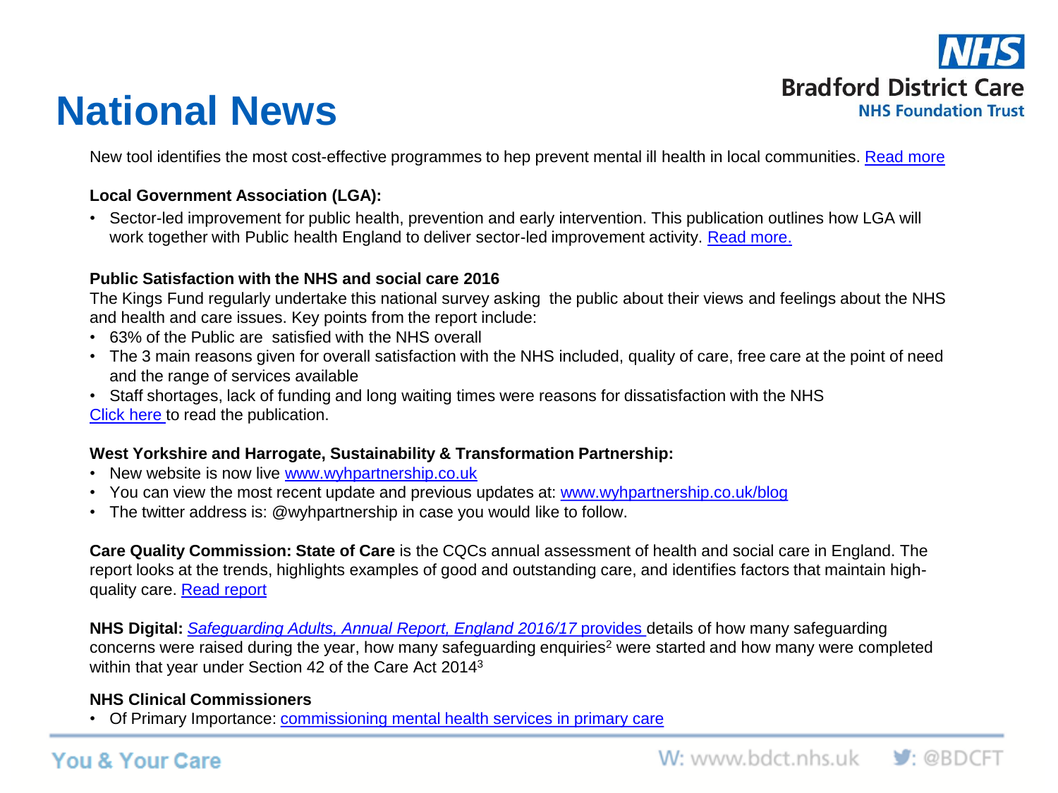# National News

New tool identifies the most cost-effective programmes to hep prevent mental ill health in local communities. Read more

**Local Government Association (LGA):**

- Sector-led improvement for public health, prevention and early intervention. This publication outlines how LGA will work together with Public health England to deliver sector-led improvement activity. Read more.

**Public Satisfaction with the NHS and social care 2016**

The Kings Fund regularly undertake this national survey asking the public about their views and feelings about the NHS and health and care issues. Key points from the report include:

- 63% of the Public are satisfied with the NHS overall
- The 3 main reasons given for overall satisfaction with the NHS included, quality of care, free care at the point of need and the range of services available
- Staff shortages, lack of funding and long waiting times were reasons for dissatisfaction with the NHS

Click here to read the publication.

**West Yorkshire and Harrogate, Sustainability & Transformation Partnership:**

- New website is now live www.wyhpartnership.co.uk
- You can view the most recent update and previous updates at: www.wyhpartnership.co.uk/blog
- The twitter address is: @wyhpartnership in case you would like to follow.

**Care Quality Commission: State of Care** is the CQCs annual assessment of health and social care in England. The report looks at the trends, highlights examples of good and outstanding care, and identifies factors that maintain high-quality care. Read report

**NHS Digital:** *Safeguarding Adults, Annual Report, England 2016/17* provides details of how many safeguarding concerns were raised during the year, how many safeguarding enquiries[2] were started and how many were completed within that year under Section 42 of the Care Act 2014[3]

**NHS Clinical Commissioners**

- Of Primary Importance: commissioning mental health services in primary care